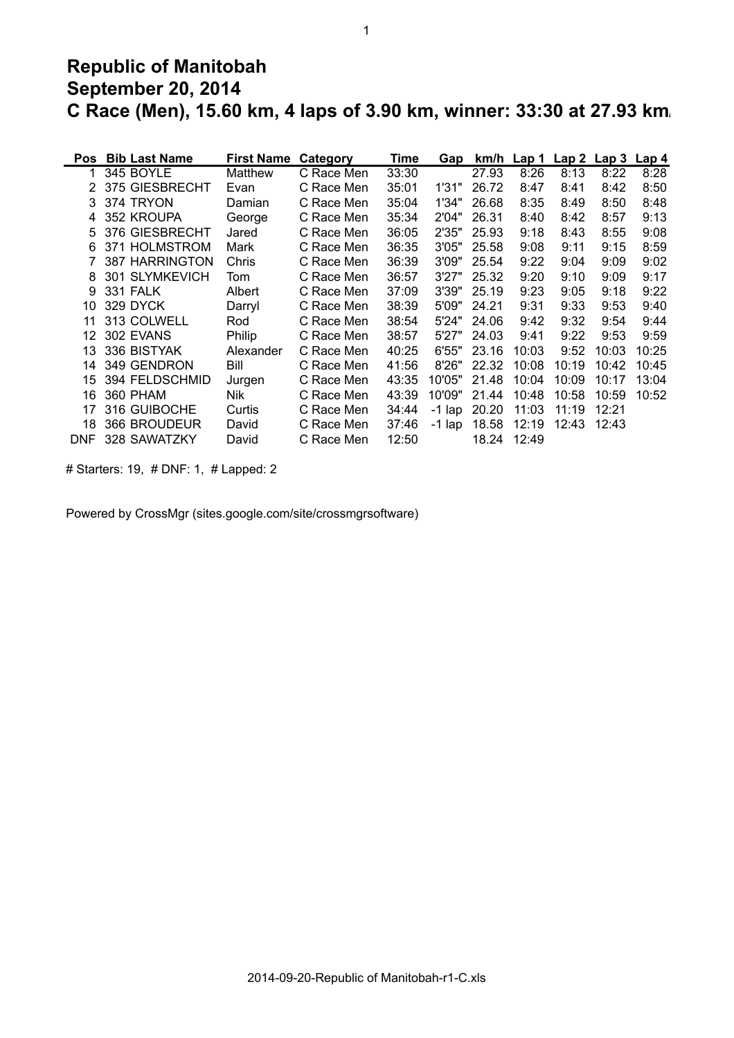# Republic of Manitobah
# September 20, 2014
# C Race (Men), 15.60 km, 4 laps of 3.90 km, winner: 33:30 at 27.93 km

| Pos | Bib | Last Name | First Name | Category | Time | Gap | km/h | Lap 1 | Lap 2 | Lap 3 | Lap 4 |
|---|---|---|---|---|---|---|---|---|---|---|---|
| 1 | 345 | BOYLE | Matthew | C Race Men | 33:30 | | 27.93 | 8:26 | 8:13 | 8:22 | 8:28 |
| 2 | 375 | GIESBRECHT | Evan | C Race Men | 35:01 | 1'31" | 26.72 | 8:47 | 8:41 | 8:42 | 8:50 |
| 3 | 374 | TRYON | Damian | C Race Men | 35:04 | 1'34" | 26.68 | 8:35 | 8:49 | 8:50 | 8:48 |
| 4 | 352 | KROUPA | George | C Race Men | 35:34 | 2'04" | 26.31 | 8:40 | 8:42 | 8:57 | 9:13 |
| 5 | 376 | GIESBRECHT | Jared | C Race Men | 36:05 | 2'35" | 25.93 | 9:18 | 8:43 | 8:55 | 9:08 |
| 6 | 371 | HOLMSTROM | Mark | C Race Men | 36:35 | 3'05" | 25.58 | 9:08 | 9:11 | 9:15 | 8:59 |
| 7 | 387 | HARRINGTON | Chris | C Race Men | 36:39 | 3'09" | 25.54 | 9:22 | 9:04 | 9:09 | 9:02 |
| 8 | 301 | SLYMKEVICH | Tom | C Race Men | 36:57 | 3'27" | 25.32 | 9:20 | 9:10 | 9:09 | 9:17 |
| 9 | 331 | FALK | Albert | C Race Men | 37:09 | 3'39" | 25.19 | 9:23 | 9:05 | 9:18 | 9:22 |
| 10 | 329 | DYCK | Darryl | C Race Men | 38:39 | 5'09" | 24.21 | 9:31 | 9:33 | 9:53 | 9:40 |
| 11 | 313 | COLWELL | Rod | C Race Men | 38:54 | 5'24" | 24.06 | 9:42 | 9:32 | 9:54 | 9:44 |
| 12 | 302 | EVANS | Philip | C Race Men | 38:57 | 5'27" | 24.03 | 9:41 | 9:22 | 9:53 | 9:59 |
| 13 | 336 | BISTYAK | Alexander | C Race Men | 40:25 | 6'55" | 23.16 | 10:03 | 9:52 | 10:03 | 10:25 |
| 14 | 349 | GENDRON | Bill | C Race Men | 41:56 | 8'26" | 22.32 | 10:08 | 10:19 | 10:42 | 10:45 |
| 15 | 394 | FELDSCHMID | Jurgen | C Race Men | 43:35 | 10'05" | 21.48 | 10:04 | 10:09 | 10:17 | 13:04 |
| 16 | 360 | PHAM | Nik | C Race Men | 43:39 | 10'09" | 21.44 | 10:48 | 10:58 | 10:59 | 10:52 |
| 17 | 316 | GUIBOCHE | Curtis | C Race Men | 34:44 | -1 lap | 20.20 | 11:03 | 11:19 | 12:21 | |
| 18 | 366 | BROUDEUR | David | C Race Men | 37:46 | -1 lap | 18.58 | 12:19 | 12:43 | 12:43 | |
| DNF | 328 | SAWATZKY | David | C Race Men | 12:50 | | 18.24 | 12:49 | | | |

# Starters: 19, # DNF: 1, # Lapped: 2

Powered by CrossMgr (sites.google.com/site/crossmgrsoftware)

2014-09-20-Republic of Manitobah-r1-C.xls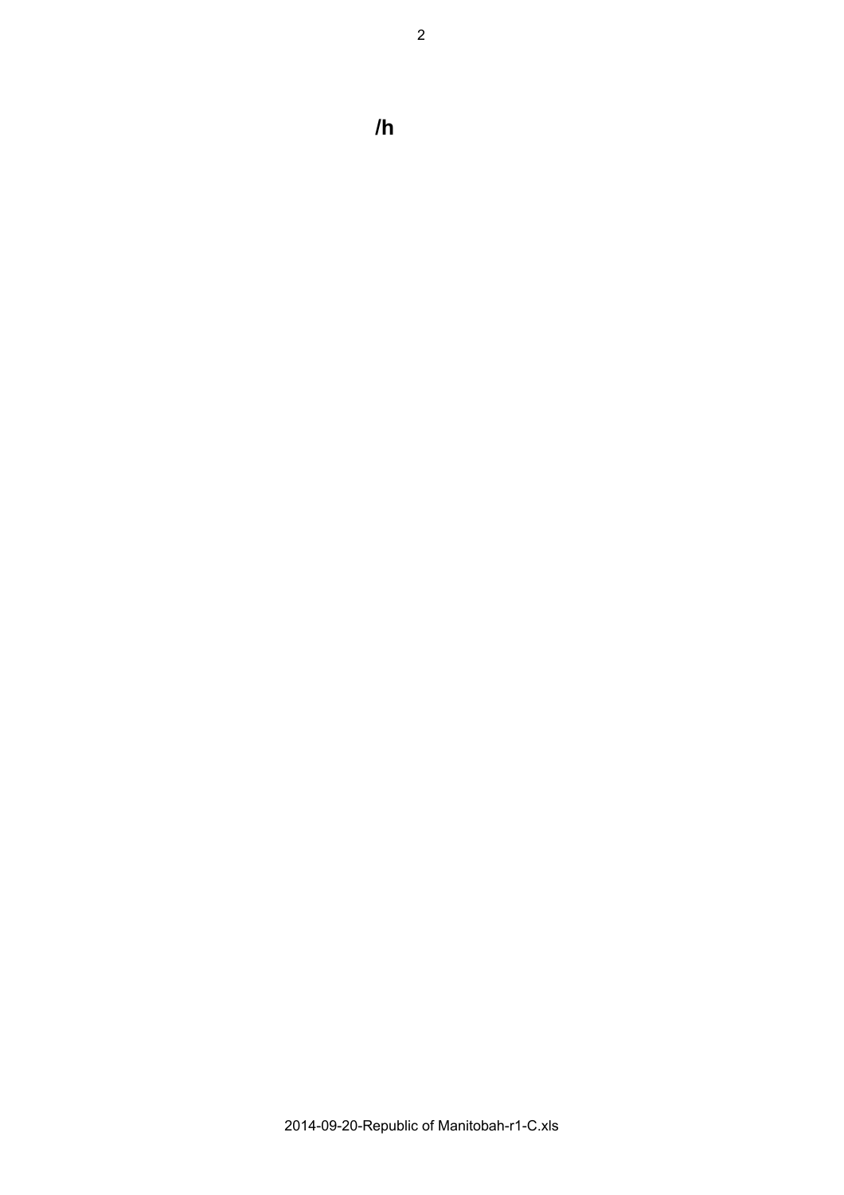**/h**

2014-09-20-Republic of Manitobah-r1-C.xls